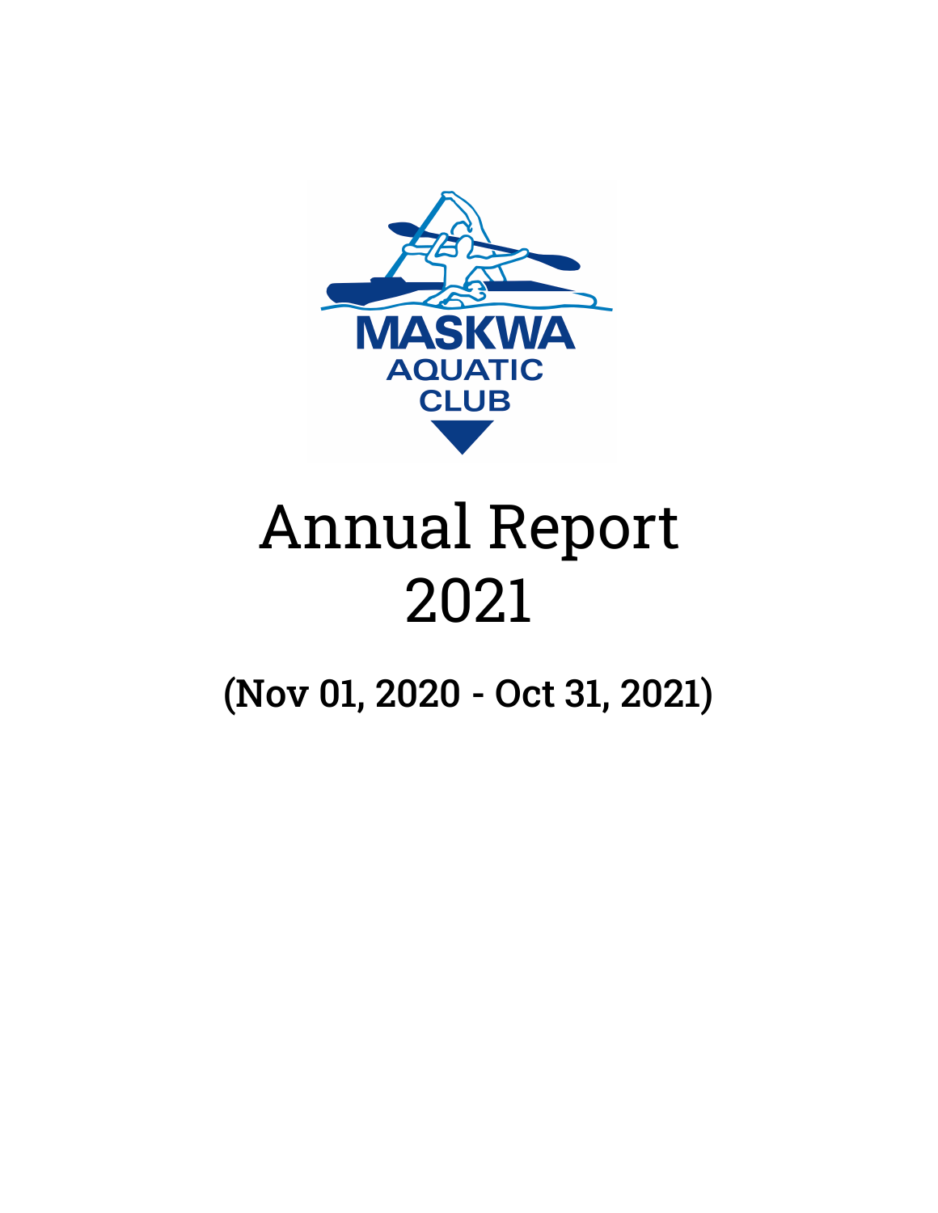MASKWA AQUATIC CLUB

# Annual Report 2021

## (Nov 01, 2020 - Oct 31, 2021)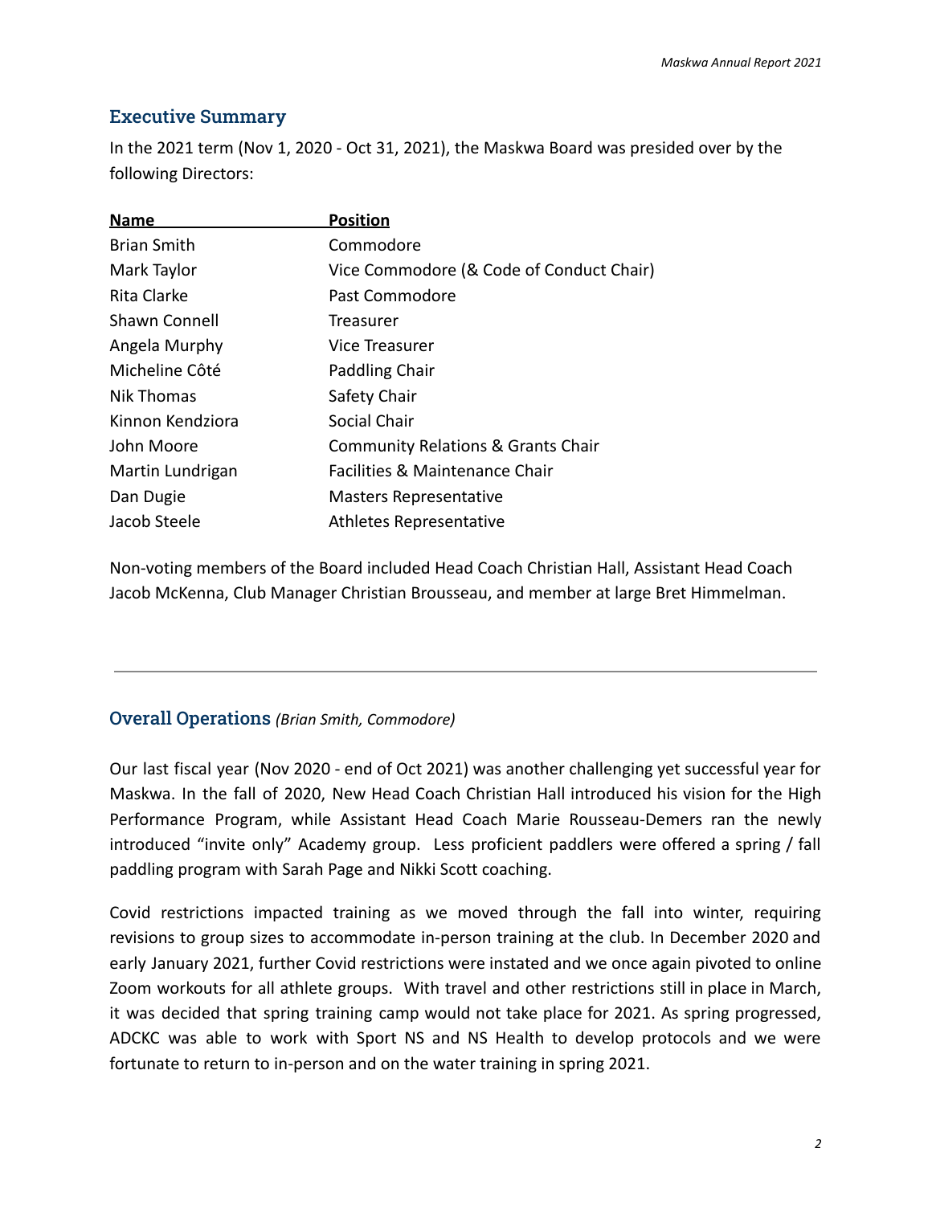## Executive Summary

In the 2021 term (Nov 1, 2020 - Oct 31, 2021), the Maskwa Board was presided over by the following Directors:

| Name | Position |
| --- | --- |
| Brian Smith | Commodore |
| Mark Taylor | Vice Commodore (& Code of Conduct Chair) |
| Rita Clarke | Past Commodore |
| Shawn Connell | Treasurer |
| Angela Murphy | Vice Treasurer |
| Micheline Côté | Paddling Chair |
| Nik Thomas | Safety Chair |
| Kinnon Kendziora | Social Chair |
| John Moore | Community Relations & Grants Chair |
| Martin Lundrigan | Facilities & Maintenance Chair |
| Dan Dugie | Masters Representative |
| Jacob Steele | Athletes Representative |

Non-voting members of the Board included Head Coach Christian Hall, Assistant Head Coach Jacob McKenna, Club Manager Christian Brousseau, and member at large Bret Himmelman.

---

## Overall Operations *(Brian Smith, Commodore)*

Our last fiscal year (Nov 2020 - end of Oct 2021) was another challenging yet successful year for Maskwa. In the fall of 2020, New Head Coach Christian Hall introduced his vision for the High Performance Program, while Assistant Head Coach Marie Rousseau-Demers ran the newly introduced "invite only" Academy group. Less proficient paddlers were offered a spring / fall paddling program with Sarah Page and Nikki Scott coaching.

Covid restrictions impacted training as we moved through the fall into winter, requiring revisions to group sizes to accommodate in-person training at the club. In December 2020 and early January 2021, further Covid restrictions were instated and we once again pivoted to online Zoom workouts for all athlete groups. With travel and other restrictions still in place in March, it was decided that spring training camp would not take place for 2021. As spring progressed, ADCKC was able to work with Sport NS and NS Health to develop protocols and we were fortunate to return to in-person and on the water training in spring 2021.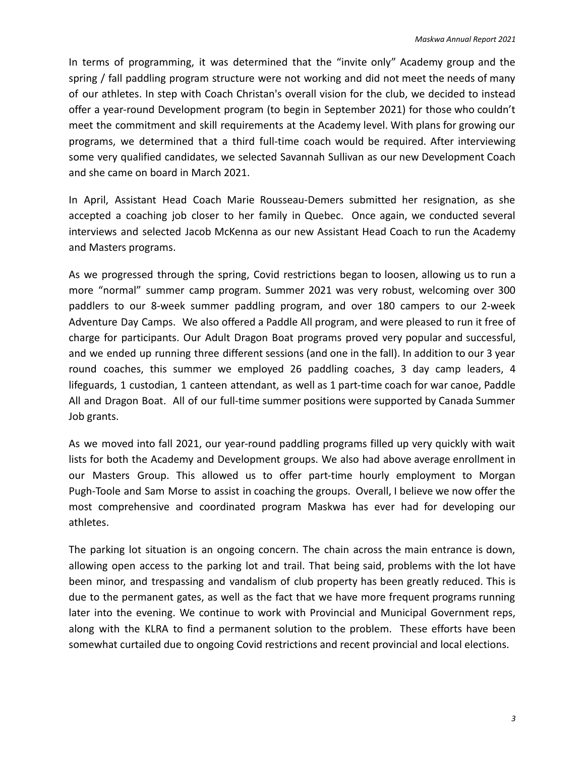In terms of programming, it was determined that the "invite only" Academy group and the spring / fall paddling program structure were not working and did not meet the needs of many of our athletes. In step with Coach Christan's overall vision for the club, we decided to instead offer a year-round Development program (to begin in September 2021) for those who couldn't meet the commitment and skill requirements at the Academy level. With plans for growing our programs, we determined that a third full-time coach would be required. After interviewing some very qualified candidates, we selected Savannah Sullivan as our new Development Coach and she came on board in March 2021.

In April, Assistant Head Coach Marie Rousseau-Demers submitted her resignation, as she accepted a coaching job closer to her family in Quebec. Once again, we conducted several interviews and selected Jacob McKenna as our new Assistant Head Coach to run the Academy and Masters programs.

As we progressed through the spring, Covid restrictions began to loosen, allowing us to run a more "normal" summer camp program. Summer 2021 was very robust, welcoming over 300 paddlers to our 8-week summer paddling program, and over 180 campers to our 2-week Adventure Day Camps. We also offered a Paddle All program, and were pleased to run it free of charge for participants. Our Adult Dragon Boat programs proved very popular and successful, and we ended up running three different sessions (and one in the fall). In addition to our 3 year round coaches, this summer we employed 26 paddling coaches, 3 day camp leaders, 4 lifeguards, 1 custodian, 1 canteen attendant, as well as 1 part-time coach for war canoe, Paddle All and Dragon Boat. All of our full-time summer positions were supported by Canada Summer Job grants.

As we moved into fall 2021, our year-round paddling programs filled up very quickly with wait lists for both the Academy and Development groups. We also had above average enrollment in our Masters Group. This allowed us to offer part-time hourly employment to Morgan Pugh-Toole and Sam Morse to assist in coaching the groups. Overall, I believe we now offer the most comprehensive and coordinated program Maskwa has ever had for developing our athletes.

The parking lot situation is an ongoing concern. The chain across the main entrance is down, allowing open access to the parking lot and trail. That being said, problems with the lot have been minor, and trespassing and vandalism of club property has been greatly reduced. This is due to the permanent gates, as well as the fact that we have more frequent programs running later into the evening. We continue to work with Provincial and Municipal Government reps, along with the KLRA to find a permanent solution to the problem. These efforts have been somewhat curtailed due to ongoing Covid restrictions and recent provincial and local elections.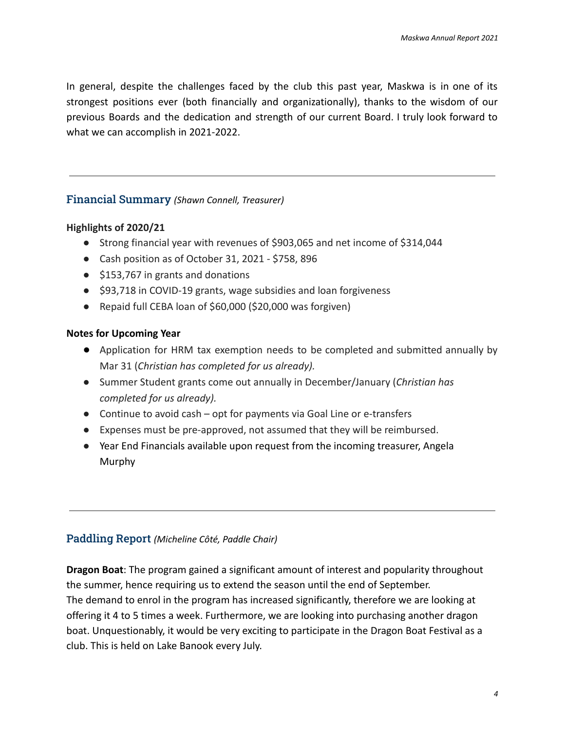In general, despite the challenges faced by the club this past year, Maskwa is in one of its strongest positions ever (both financially and organizationally), thanks to the wisdom of our previous Boards and the dedication and strength of our current Board. I truly look forward to what we can accomplish in 2021-2022.

---

## Financial Summary *(Shawn Connell, Treasurer)*

**Highlights of 2020/21**

- Strong financial year with revenues of $903,065 and net income of $314,044
- Cash position as of October 31, 2021 - $758, 896
- $153,767 in grants and donations
- $93,718 in COVID-19 grants, wage subsidies and loan forgiveness
- Repaid full CEBA loan of $60,000 ($20,000 was forgiven)

**Notes for Upcoming Year**

- Application for HRM tax exemption needs to be completed and submitted annually by Mar 31 (*Christian has completed for us already).*
- Summer Student grants come out annually in December/January (*Christian has completed for us already).*
- Continue to avoid cash – opt for payments via Goal Line or e-transfers
- Expenses must be pre-approved, not assumed that they will be reimbursed.
- Year End Financials available upon request from the incoming treasurer, Angela Murphy

---

## Paddling Report *(Micheline Côté, Paddle Chair)*

**Dragon Boat**: The program gained a significant amount of interest and popularity throughout the summer, hence requiring us to extend the season until the end of September.
The demand to enrol in the program has increased significantly, therefore we are looking at offering it 4 to 5 times a week. Furthermore, we are looking into purchasing another dragon boat. Unquestionably, it would be very exciting to participate in the Dragon Boat Festival as a club. This is held on Lake Banook every July.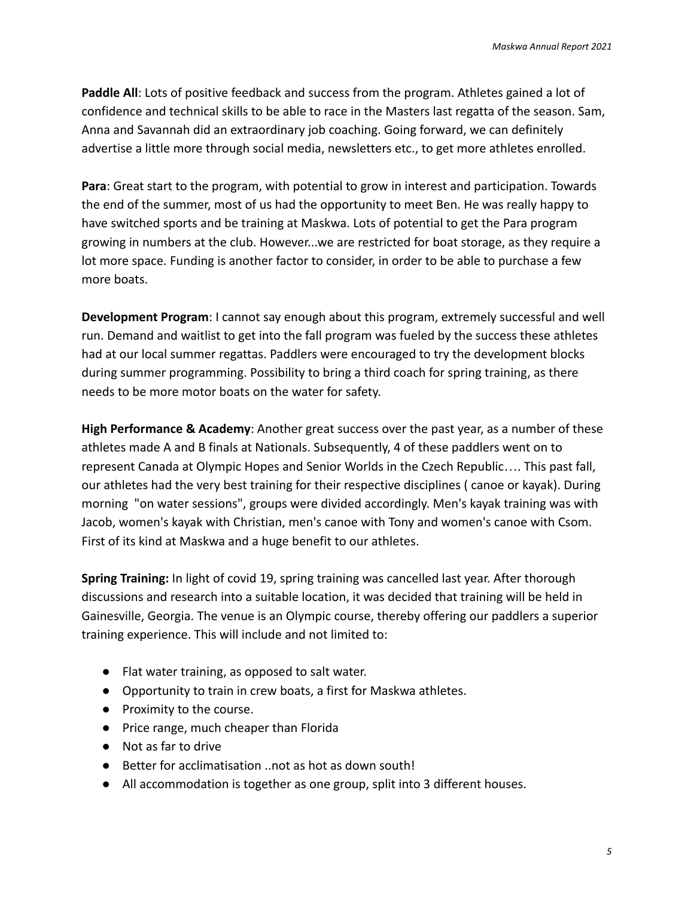**Paddle All**: Lots of positive feedback and success from the program. Athletes gained a lot of confidence and technical skills to be able to race in the Masters last regatta of the season. Sam, Anna and Savannah did an extraordinary job coaching. Going forward, we can definitely advertise a little more through social media, newsletters etc., to get more athletes enrolled.

**Para**: Great start to the program, with potential to grow in interest and participation. Towards the end of the summer, most of us had the opportunity to meet Ben. He was really happy to have switched sports and be training at Maskwa. Lots of potential to get the Para program growing in numbers at the club. However...we are restricted for boat storage, as they require a lot more space. Funding is another factor to consider, in order to be able to purchase a few more boats.

**Development Program**: I cannot say enough about this program, extremely successful and well run. Demand and waitlist to get into the fall program was fueled by the success these athletes had at our local summer regattas. Paddlers were encouraged to try the development blocks during summer programming. Possibility to bring a third coach for spring training, as there needs to be more motor boats on the water for safety.

**High Performance & Academy**: Another great success over the past year, as a number of these athletes made A and B finals at Nationals. Subsequently, 4 of these paddlers went on to represent Canada at Olympic Hopes and Senior Worlds in the Czech Republic…. This past fall, our athletes had the very best training for their respective disciplines ( canoe or kayak). During morning "on water sessions", groups were divided accordingly. Men's kayak training was with Jacob, women's kayak with Christian, men's canoe with Tony and women's canoe with Csom. First of its kind at Maskwa and a huge benefit to our athletes.

**Spring Training:** In light of covid 19, spring training was cancelled last year. After thorough discussions and research into a suitable location, it was decided that training will be held in Gainesville, Georgia. The venue is an Olympic course, thereby offering our paddlers a superior training experience. This will include and not limited to:

- Flat water training, as opposed to salt water.
- Opportunity to train in crew boats, a first for Maskwa athletes.
- Proximity to the course.
- Price range, much cheaper than Florida
- Not as far to drive
- Better for acclimatisation ..not as hot as down south!
- All accommodation is together as one group, split into 3 different houses.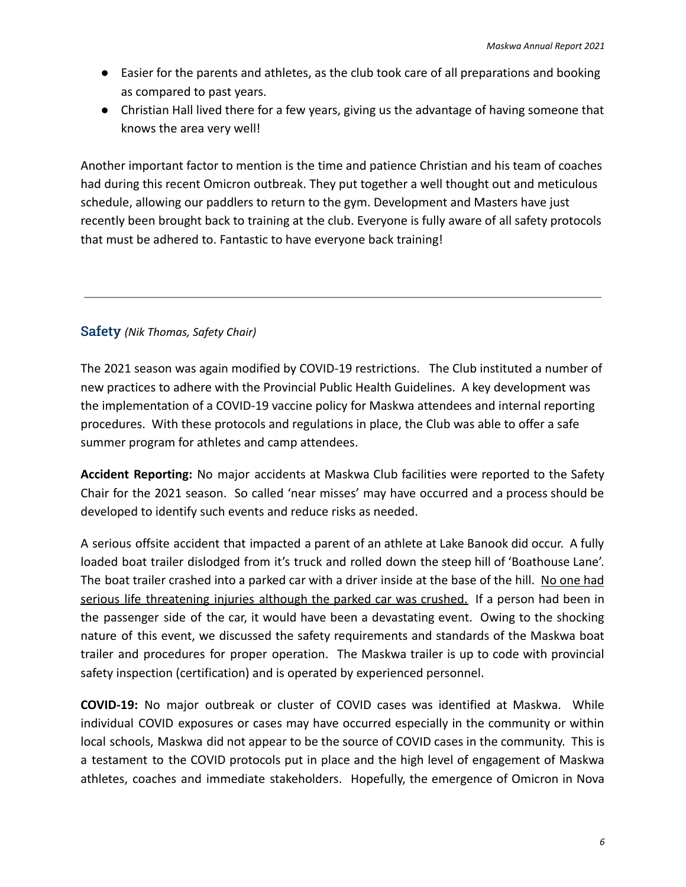- Easier for the parents and athletes, as the club took care of all preparations and booking as compared to past years.
- Christian Hall lived there for a few years, giving us the advantage of having someone that knows the area very well!

Another important factor to mention is the time and patience Christian and his team of coaches had during this recent Omicron outbreak. They put together a well thought out and meticulous schedule, allowing our paddlers to return to the gym. Development and Masters have just recently been brought back to training at the club. Everyone is fully aware of all safety protocols that must be adhered to. Fantastic to have everyone back training!

---

## Safety *(Nik Thomas, Safety Chair)*

The 2021 season was again modified by COVID-19 restrictions. The Club instituted a number of new practices to adhere with the Provincial Public Health Guidelines. A key development was the implementation of a COVID-19 vaccine policy for Maskwa attendees and internal reporting procedures. With these protocols and regulations in place, the Club was able to offer a safe summer program for athletes and camp attendees.

**Accident Reporting:** No major accidents at Maskwa Club facilities were reported to the Safety Chair for the 2021 season. So called 'near misses' may have occurred and a process should be developed to identify such events and reduce risks as needed.

A serious offsite accident that impacted a parent of an athlete at Lake Banook did occur. A fully loaded boat trailer dislodged from it's truck and rolled down the steep hill of 'Boathouse Lane'. The boat trailer crashed into a parked car with a driver inside at the base of the hill. <u>No one had serious life threatening injuries although the parked car was crushed.</u> If a person had been in the passenger side of the car, it would have been a devastating event. Owing to the shocking nature of this event, we discussed the safety requirements and standards of the Maskwa boat trailer and procedures for proper operation. The Maskwa trailer is up to code with provincial safety inspection (certification) and is operated by experienced personnel.

**COVID-19:** No major outbreak or cluster of COVID cases was identified at Maskwa. While individual COVID exposures or cases may have occurred especially in the community or within local schools, Maskwa did not appear to be the source of COVID cases in the community. This is a testament to the COVID protocols put in place and the high level of engagement of Maskwa athletes, coaches and immediate stakeholders. Hopefully, the emergence of Omicron in Nova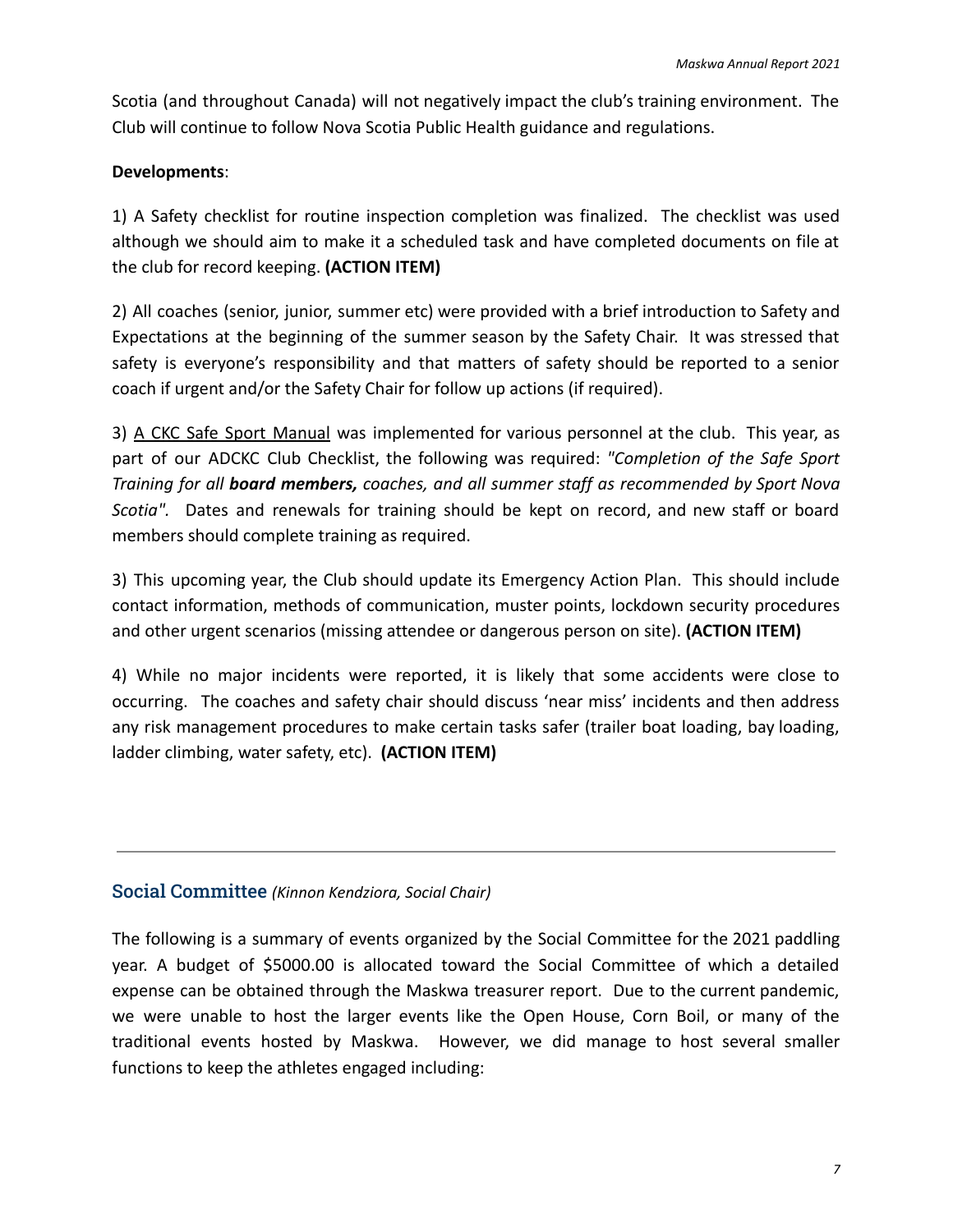Scotia (and throughout Canada) will not negatively impact the club's training environment. The Club will continue to follow Nova Scotia Public Health guidance and regulations.

**Developments**:

1) A Safety checklist for routine inspection completion was finalized. The checklist was used although we should aim to make it a scheduled task and have completed documents on file at the club for record keeping. **(ACTION ITEM)**

2) All coaches (senior, junior, summer etc) were provided with a brief introduction to Safety and Expectations at the beginning of the summer season by the Safety Chair. It was stressed that safety is everyone's responsibility and that matters of safety should be reported to a senior coach if urgent and/or the Safety Chair for follow up actions (if required).

3) A CKC Safe Sport Manual was implemented for various personnel at the club. This year, as part of our ADCKC Club Checklist, the following was required: *"Completion of the Safe Sport Training for all **board members,** coaches, and all summer staff as recommended by Sport Nova Scotia".* Dates and renewals for training should be kept on record, and new staff or board members should complete training as required.

3) This upcoming year, the Club should update its Emergency Action Plan. This should include contact information, methods of communication, muster points, lockdown security procedures and other urgent scenarios (missing attendee or dangerous person on site). **(ACTION ITEM)**

4) While no major incidents were reported, it is likely that some accidents were close to occurring. The coaches and safety chair should discuss 'near miss' incidents and then address any risk management procedures to make certain tasks safer (trailer boat loading, bay loading, ladder climbing, water safety, etc). **(ACTION ITEM)**

---

## Social Committee *(Kinnon Kendziora, Social Chair)*

The following is a summary of events organized by the Social Committee for the 2021 paddling year. A budget of $5000.00 is allocated toward the Social Committee of which a detailed expense can be obtained through the Maskwa treasurer report. Due to the current pandemic, we were unable to host the larger events like the Open House, Corn Boil, or many of the traditional events hosted by Maskwa. However, we did manage to host several smaller functions to keep the athletes engaged including: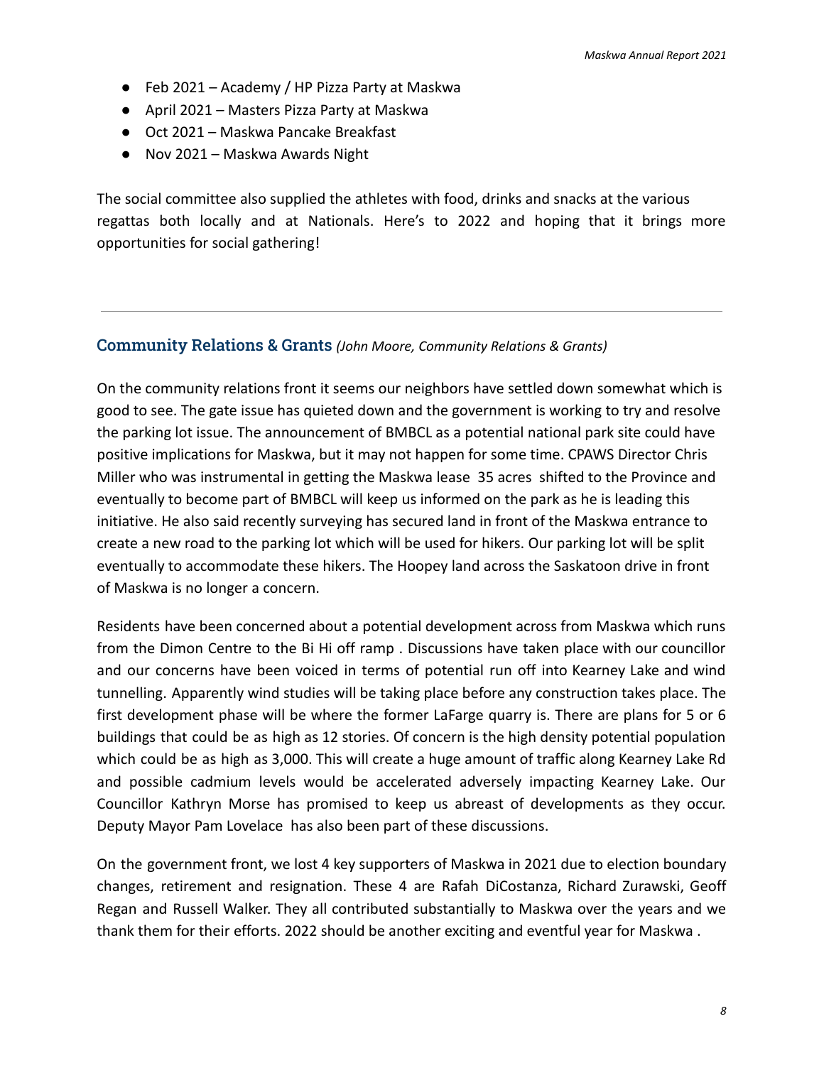- Feb 2021 – Academy / HP Pizza Party at Maskwa
- April 2021 – Masters Pizza Party at Maskwa
- Oct 2021 – Maskwa Pancake Breakfast
- Nov 2021 – Maskwa Awards Night

The social committee also supplied the athletes with food, drinks and snacks at the various regattas both locally and at Nationals. Here's to 2022 and hoping that it brings more opportunities for social gathering!

---

## Community Relations & Grants *(John Moore, Community Relations & Grants)*

On the community relations front it seems our neighbors have settled down somewhat which is good to see. The gate issue has quieted down and the government is working to try and resolve the parking lot issue. The announcement of BMBCL as a potential national park site could have positive implications for Maskwa, but it may not happen for some time. CPAWS Director Chris Miller who was instrumental in getting the Maskwa lease 35 acres shifted to the Province and eventually to become part of BMBCL will keep us informed on the park as he is leading this initiative. He also said recently surveying has secured land in front of the Maskwa entrance to create a new road to the parking lot which will be used for hikers. Our parking lot will be split eventually to accommodate these hikers. The Hoopey land across the Saskatoon drive in front of Maskwa is no longer a concern.

Residents have been concerned about a potential development across from Maskwa which runs from the Dimon Centre to the Bi Hi off ramp . Discussions have taken place with our councillor and our concerns have been voiced in terms of potential run off into Kearney Lake and wind tunnelling. Apparently wind studies will be taking place before any construction takes place. The first development phase will be where the former LaFarge quarry is. There are plans for 5 or 6 buildings that could be as high as 12 stories. Of concern is the high density potential population which could be as high as 3,000. This will create a huge amount of traffic along Kearney Lake Rd and possible cadmium levels would be accelerated adversely impacting Kearney Lake. Our Councillor Kathryn Morse has promised to keep us abreast of developments as they occur. Deputy Mayor Pam Lovelace has also been part of these discussions.

On the government front, we lost 4 key supporters of Maskwa in 2021 due to election boundary changes, retirement and resignation. These 4 are Rafah DiCostanza, Richard Zurawski, Geoff Regan and Russell Walker. They all contributed substantially to Maskwa over the years and we thank them for their efforts. 2022 should be another exciting and eventful year for Maskwa .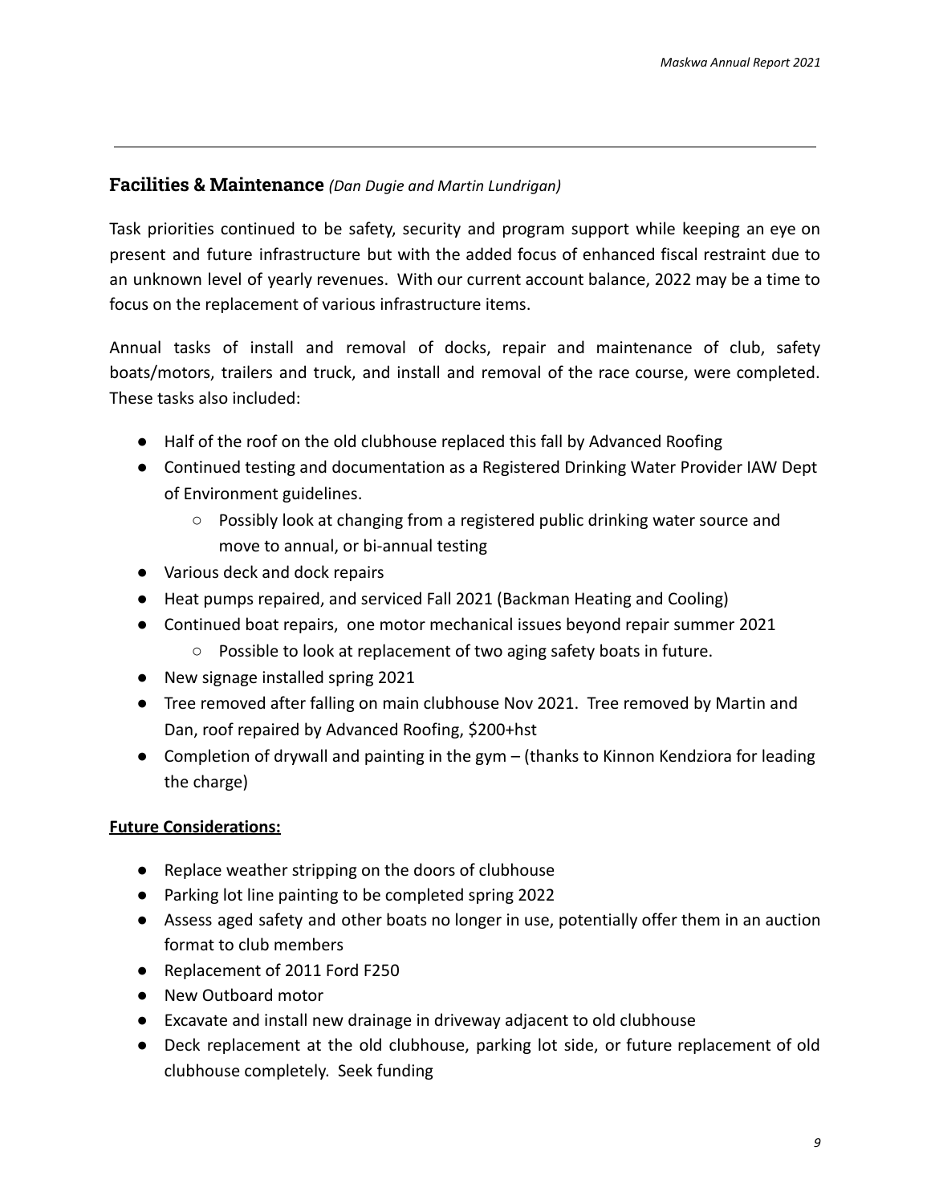## Facilities & Maintenance *(Dan Dugie and Martin Lundrigan)*

Task priorities continued to be safety, security and program support while keeping an eye on present and future infrastructure but with the added focus of enhanced fiscal restraint due to an unknown level of yearly revenues. With our current account balance, 2022 may be a time to focus on the replacement of various infrastructure items.

Annual tasks of install and removal of docks, repair and maintenance of club, safety boats/motors, trailers and truck, and install and removal of the race course, were completed. These tasks also included:

- Half of the roof on the old clubhouse replaced this fall by Advanced Roofing
- Continued testing and documentation as a Registered Drinking Water Provider IAW Dept of Environment guidelines.
    - Possibly look at changing from a registered public drinking water source and move to annual, or bi-annual testing
- Various deck and dock repairs
- Heat pumps repaired, and serviced Fall 2021 (Backman Heating and Cooling)
- Continued boat repairs, one motor mechanical issues beyond repair summer 2021
    - Possible to look at replacement of two aging safety boats in future.
- New signage installed spring 2021
- Tree removed after falling on main clubhouse Nov 2021. Tree removed by Martin and Dan, roof repaired by Advanced Roofing, $200+hst
- Completion of drywall and painting in the gym – (thanks to Kinnon Kendziora for leading the charge)

**<u>Future Considerations:</u>**

- Replace weather stripping on the doors of clubhouse
- Parking lot line painting to be completed spring 2022
- Assess aged safety and other boats no longer in use, potentially offer them in an auction format to club members
- Replacement of 2011 Ford F250
- New Outboard motor
- Excavate and install new drainage in driveway adjacent to old clubhouse
- Deck replacement at the old clubhouse, parking lot side, or future replacement of old clubhouse completely. Seek funding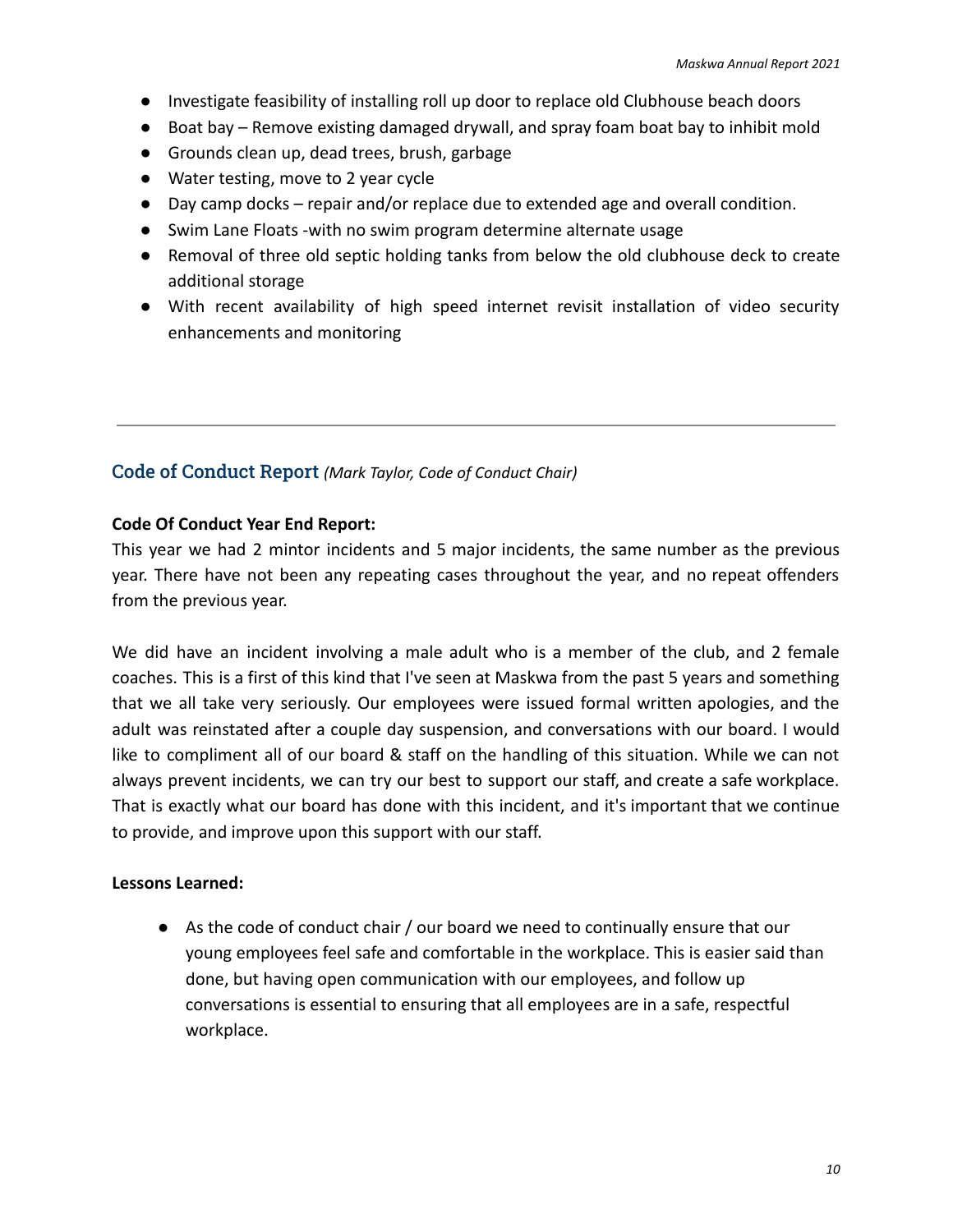- Investigate feasibility of installing roll up door to replace old Clubhouse beach doors
- Boat bay – Remove existing damaged drywall, and spray foam boat bay to inhibit mold
- Grounds clean up, dead trees, brush, garbage
- Water testing, move to 2 year cycle
- Day camp docks – repair and/or replace due to extended age and overall condition.
- Swim Lane Floats -with no swim program determine alternate usage
- Removal of three old septic holding tanks from below the old clubhouse deck to create additional storage
- With recent availability of high speed internet revisit installation of video security enhancements and monitoring

---

## Code of Conduct Report *(Mark Taylor, Code of Conduct Chair)*

**Code Of Conduct Year End Report:**
This year we had 2 mintor incidents and 5 major incidents, the same number as the previous year. There have not been any repeating cases throughout the year, and no repeat offenders from the previous year.

We did have an incident involving a male adult who is a member of the club, and 2 female coaches. This is a first of this kind that I've seen at Maskwa from the past 5 years and something that we all take very seriously. Our employees were issued formal written apologies, and the adult was reinstated after a couple day suspension, and conversations with our board. I would like to compliment all of our board & staff on the handling of this situation. While we can not always prevent incidents, we can try our best to support our staff, and create a safe workplace. That is exactly what our board has done with this incident, and it's important that we continue to provide, and improve upon this support with our staff.

**Lessons Learned:**

- As the code of conduct chair / our board we need to continually ensure that our young employees feel safe and comfortable in the workplace. This is easier said than done, but having open communication with our employees, and follow up conversations is essential to ensuring that all employees are in a safe, respectful workplace.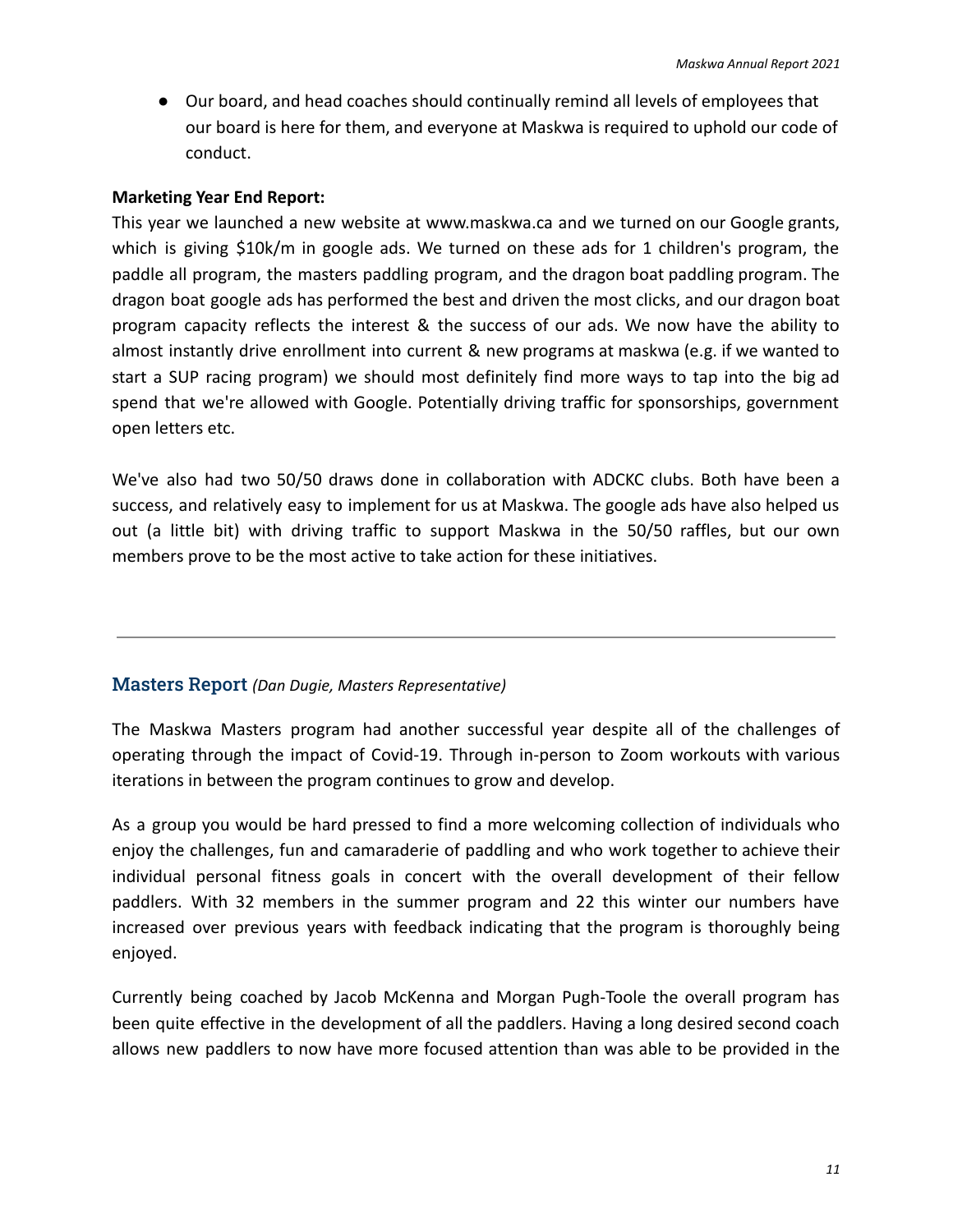- Our board, and head coaches should continually remind all levels of employees that our board is here for them, and everyone at Maskwa is required to uphold our code of conduct.

**Marketing Year End Report:**

This year we launched a new website at www.maskwa.ca and we turned on our Google grants, which is giving $10k/m in google ads. We turned on these ads for 1 children's program, the paddle all program, the masters paddling program, and the dragon boat paddling program. The dragon boat google ads has performed the best and driven the most clicks, and our dragon boat program capacity reflects the interest & the success of our ads. We now have the ability to almost instantly drive enrollment into current & new programs at maskwa (e.g. if we wanted to start a SUP racing program) we should most definitely find more ways to tap into the big ad spend that we're allowed with Google. Potentially driving traffic for sponsorships, government open letters etc.

We've also had two 50/50 draws done in collaboration with ADCKC clubs. Both have been a success, and relatively easy to implement for us at Maskwa. The google ads have also helped us out (a little bit) with driving traffic to support Maskwa in the 50/50 raffles, but our own members prove to be the most active to take action for these initiatives.

---

## Masters Report *(Dan Dugie, Masters Representative)*

The Maskwa Masters program had another successful year despite all of the challenges of operating through the impact of Covid-19. Through in-person to Zoom workouts with various iterations in between the program continues to grow and develop.

As a group you would be hard pressed to find a more welcoming collection of individuals who enjoy the challenges, fun and camaraderie of paddling and who work together to achieve their individual personal fitness goals in concert with the overall development of their fellow paddlers. With 32 members in the summer program and 22 this winter our numbers have increased over previous years with feedback indicating that the program is thoroughly being enjoyed.

Currently being coached by Jacob McKenna and Morgan Pugh-Toole the overall program has been quite effective in the development of all the paddlers. Having a long desired second coach allows new paddlers to now have more focused attention than was able to be provided in the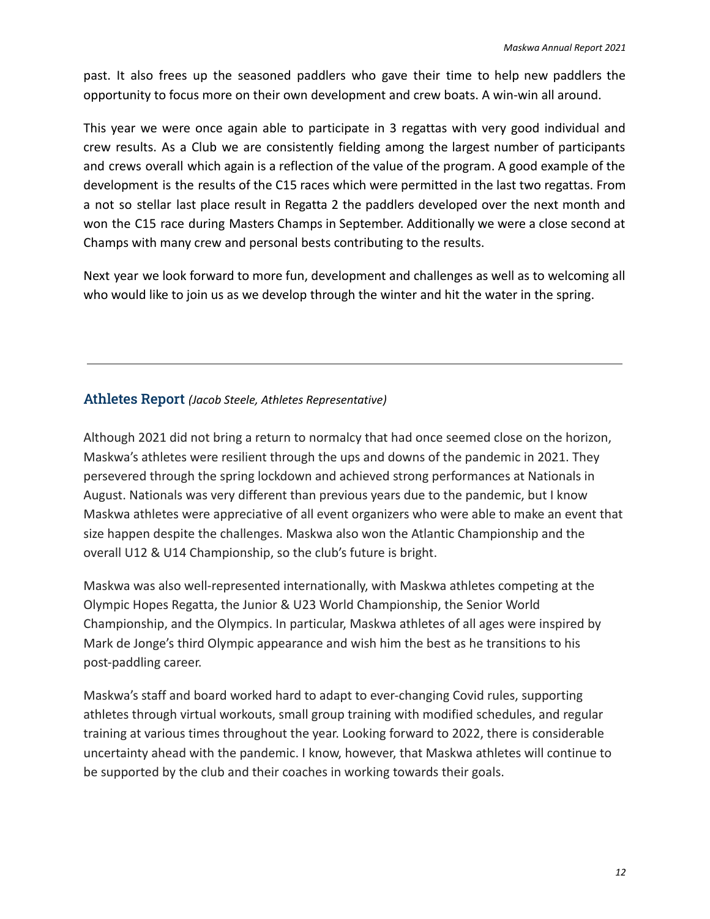past. It also frees up the seasoned paddlers who gave their time to help new paddlers the opportunity to focus more on their own development and crew boats. A win-win all around.

This year we were once again able to participate in 3 regattas with very good individual and crew results. As a Club we are consistently fielding among the largest number of participants and crews overall which again is a reflection of the value of the program. A good example of the development is the results of the C15 races which were permitted in the last two regattas. From a not so stellar last place result in Regatta 2 the paddlers developed over the next month and won the C15 race during Masters Champs in September. Additionally we were a close second at Champs with many crew and personal bests contributing to the results.

Next year we look forward to more fun, development and challenges as well as to welcoming all who would like to join us as we develop through the winter and hit the water in the spring.

---

## Athletes Report *(Jacob Steele, Athletes Representative)*

Although 2021 did not bring a return to normalcy that had once seemed close on the horizon, Maskwa's athletes were resilient through the ups and downs of the pandemic in 2021. They persevered through the spring lockdown and achieved strong performances at Nationals in August. Nationals was very different than previous years due to the pandemic, but I know Maskwa athletes were appreciative of all event organizers who were able to make an event that size happen despite the challenges. Maskwa also won the Atlantic Championship and the overall U12 & U14 Championship, so the club's future is bright.

Maskwa was also well-represented internationally, with Maskwa athletes competing at the Olympic Hopes Regatta, the Junior & U23 World Championship, the Senior World Championship, and the Olympics. In particular, Maskwa athletes of all ages were inspired by Mark de Jonge's third Olympic appearance and wish him the best as he transitions to his post-paddling career.

Maskwa's staff and board worked hard to adapt to ever-changing Covid rules, supporting athletes through virtual workouts, small group training with modified schedules, and regular training at various times throughout the year. Looking forward to 2022, there is considerable uncertainty ahead with the pandemic. I know, however, that Maskwa athletes will continue to be supported by the club and their coaches in working towards their goals.